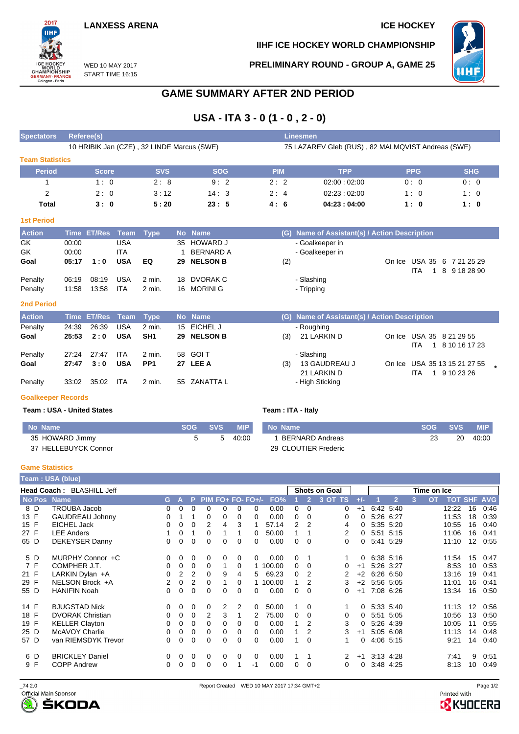LANXESS ARENA

ICE HOCKEY

IIHF ICE HOCKEY WORLD CHAMPIONSHIP

WED 10 MAY 2017
START TIME 16:15

PRELIMINARY ROUND - GROUP A, GAME 25

# GAME SUMMARY AFTER 2ND PERIOD

## USA - ITA 3 - 0 (1 - 0 , 2 - 0)

| Spectators | Referee(s) | Linesmen |
|---|---|---|
| | 10 HRIBIK Jan (CZE) , 32 LINDE Marcus (SWE) | 75 LAZAREV Gleb (RUS) , 82 MALMQVIST Andreas (SWE) |

### Team Statistics

| Period | Score | SVS | SOG | PIM | TPP | PPG | SHG |
|---|---|---|---|---|---|---|---|
| 1 | 1 : 0 | 2 : 8 | 9 : 2 | 2 : 2 | 02:00 : 02:00 | 0 : 0 | 0 : 0 |
| 2 | 2 : 0 | 3 : 12 | 14 : 3 | 2 : 4 | 02:23 : 02:00 | 1 : 0 | 1 : 0 |
| **Total** | **3 : 0** | **5 : 20** | **23 : 5** | **4 : 6** | **04:23 : 04:00** | **1 : 0** | **1 : 0** |

### 1st Period

| Action | Time | ET/Res | Team | Type | No | Name | (G) | Name of Assistant(s) / Action Description | |
|---|---|---|---|---|---|---|---|---|---|
| GK | 00:00 | | USA | | 35 | HOWARD J | | - Goalkeeper in | |
| GK | 00:00 | | ITA | | 1 | BERNARD A | | - Goalkeeper in | |
| **Goal** | **05:17** | **1 : 0** | **USA** | **EQ** | **29** | **NELSON B** | (2) | | On Ice USA 35 6 7 21 25 29 / ITA 1 8 9 18 28 90 |
| Penalty | 06:19 | 08:19 | USA | 2 min. | 18 | DVORAK C | | - Slashing | |
| Penalty | 11:58 | 13:58 | ITA | 2 min. | 16 | MORINI G | | - Tripping | |

### 2nd Period

| Action | Time | ET/Res | Team | Type | No | Name | (G) | Name of Assistant(s) / Action Description | |
|---|---|---|---|---|---|---|---|---|---|
| Penalty | 24:39 | 26:39 | USA | 2 min. | 15 | EICHEL J | | - Roughing | |
| **Goal** | **25:53** | **2 : 0** | **USA** | **SH1** | **29** | **NELSON B** | (3) | 21 LARKIN D | On Ice USA 35 8 21 29 55 / ITA 1 8 10 16 17 23 |
| Penalty | 27:24 | 27:47 | ITA | 2 min. | 58 | GOI T | | - Slashing | |
| **Goal** | **27:47** | **3 : 0** | **USA** | **PP1** | **27** | **LEE A** | (3) | 13 GAUDREAU J, 21 LARKIN D | On Ice USA 35 13 15 21 27 55 / ITA 1 9 10 23 26 * |
| Penalty | 33:02 | 35:02 | ITA | 2 min. | 55 | ZANATTA L | | - High Sticking | |

### Goalkeeper Records

**Team : USA - United States**

| No | Name | SOG | SVS | MIP |
|---|---|---|---|---|
| 35 | HOWARD Jimmy | 5 | 5 | 40:00 |
| 37 | HELLEBUYCK Connor | | | |

**Team : ITA - Italy**

| No | Name | SOG | SVS | MIP |
|---|---|---|---|---|
| 1 | BERNARD Andreas | 23 | 20 | 40:00 |
| 29 | CLOUTIER Frederic | | | |

### Game Statistics

**Team : USA (blue)**

**Head Coach :** BLASHILL Jeff

| No | Pos | Name | G | A | P | PIM | FO+ | FO- | FO+/- | FO% | SOG 1 | SOG 2 | SOG 3 | SOG OT | SOG TS | +/- | TOI 1 | TOI 2 | TOI 3 | TOI OT | TOT | SHF | AVG |
|---|---|---|---|---|---|---|---|---|---|---|---|---|---|---|---|---|---|---|---|---|---|---|---|
| 8 | D | TROUBA Jacob | 0 | 0 | 0 | 0 | 0 | 0 | 0 | 0.00 | 0 | 0 | | | 0 | +1 | 6:42 | 5:40 | | | 12:22 | 16 | 0:46 |
| 13 | F | GAUDREAU Johnny | 0 | 1 | 1 | 0 | 0 | 0 | 0 | 0.00 | 0 | 0 | | | 0 | 0 | 5:26 | 6:27 | | | 11:53 | 18 | 0:39 |
| 15 | F | EICHEL Jack | 0 | 0 | 0 | 2 | 4 | 3 | 1 | 57.14 | 2 | 2 | | | 4 | 0 | 5:35 | 5:20 | | | 10:55 | 16 | 0:40 |
| 27 | F | LEE Anders | 1 | 0 | 1 | 0 | 1 | 1 | 0 | 50.00 | 1 | 1 | | | 2 | 0 | 5:51 | 5:15 | | | 11:06 | 16 | 0:41 |
| 65 | D | DEKEYSER Danny | 0 | 0 | 0 | 0 | 0 | 0 | 0 | 0.00 | 0 | 0 | | | 0 | 0 | 5:41 | 5:29 | | | 11:10 | 12 | 0:55 |
| 5 | D | MURPHY Connor +C | 0 | 0 | 0 | 0 | 0 | 0 | 0 | 0.00 | 0 | 1 | | | 1 | 0 | 6:38 | 5:16 | | | 11:54 | 15 | 0:47 |
| 7 | F | COMPHER J.T. | 0 | 0 | 0 | 0 | 1 | 0 | 1 | 100.00 | 0 | 0 | | | 0 | +1 | 5:26 | 3:27 | | | 8:53 | 10 | 0:53 |
| 21 | F | LARKIN Dylan +A | 0 | 2 | 2 | 0 | 9 | 4 | 5 | 69.23 | 0 | 2 | | | 2 | +2 | 6:26 | 6:50 | | | 13:16 | 19 | 0:41 |
| 29 | F | NELSON Brock +A | 2 | 0 | 2 | 0 | 1 | 0 | 1 | 100.00 | 1 | 2 | | | 3 | +2 | 5:56 | 5:05 | | | 11:01 | 16 | 0:41 |
| 55 | D | HANIFIN Noah | 0 | 0 | 0 | 0 | 0 | 0 | 0 | 0.00 | 0 | 0 | | | 0 | +1 | 7:08 | 6:26 | | | 13:34 | 16 | 0:50 |
| 14 | F | BJUGSTAD Nick | 0 | 0 | 0 | 0 | 2 | 2 | 0 | 50.00 | 1 | 0 | | | 1 | 0 | 5:33 | 5:40 | | | 11:13 | 12 | 0:56 |
| 18 | F | DVORAK Christian | 0 | 0 | 0 | 2 | 3 | 1 | 2 | 75.00 | 0 | 0 | | | 0 | 0 | 5:51 | 5:05 | | | 10:56 | 13 | 0:50 |
| 19 | F | KELLER Clayton | 0 | 0 | 0 | 0 | 0 | 0 | 0 | 0.00 | 1 | 2 | | | 3 | 0 | 5:26 | 4:39 | | | 10:05 | 11 | 0:55 |
| 25 | D | McAVOY Charlie | 0 | 0 | 0 | 0 | 0 | 0 | 0 | 0.00 | 1 | 2 | | | 3 | +1 | 5:05 | 6:08 | | | 11:13 | 14 | 0:48 |
| 57 | D | van RIEMSDYK Trevor | 0 | 0 | 0 | 0 | 0 | 0 | 0 | 0.00 | 1 | 0 | | | 1 | 0 | 4:06 | 5:15 | | | 9:21 | 14 | 0:40 |
| 6 | D | BRICKLEY Daniel | 0 | 0 | 0 | 0 | 0 | 0 | 0 | 0.00 | 1 | 1 | | | 2 | +1 | 3:13 | 4:28 | | | 7:41 | 9 | 0:51 |
| 9 | F | COPP Andrew | 0 | 0 | 0 | 0 | 0 | 1 | -1 | 0.00 | 0 | 0 | | | 0 | 0 | 3:48 | 4:25 | | | 8:13 | 10 | 0:49 |

_74 2.0 Report Created WED 10 MAY 2017 17:34 GMT+2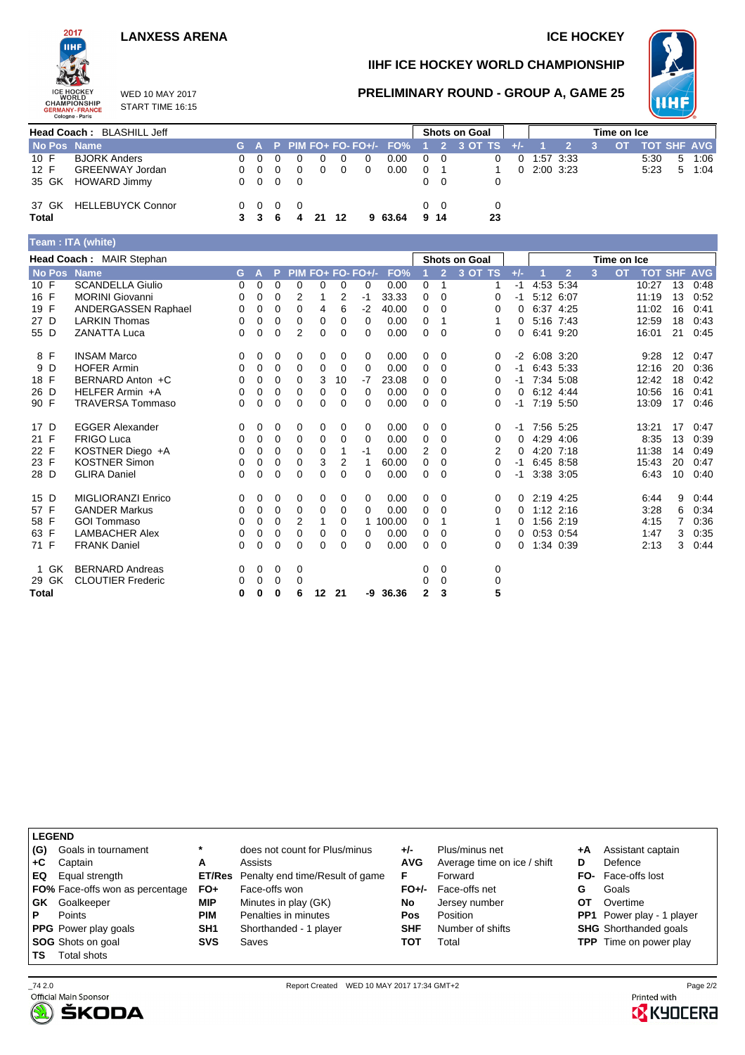**LANXESS ARENA**

**ICE HOCKEY**

**IIHF ICE HOCKEY WORLD CHAMPIONSHIP**

WED 10 MAY 2017
START TIME 16:15

**PRELIMINARY ROUND - GROUP A, GAME 25**

**Head Coach :** BLASHILL Jeff

| No | Pos | Name | G | A | P | PIM | FO+ | FO- | FO+/- | FO% | SOG 1 | SOG 2 | SOG 3 | SOG OT | SOG TS | +/- | TOI 1 | TOI 2 | TOI 3 | TOI OT | TOT | SHF | AVG |
|---|---|---|---|---|---|---|---|---|---|---|---|---|---|---|---|---|---|---|---|---|---|---|---|
| 10 | F | BJORK Anders | 0 | 0 | 0 | 0 | 0 | 0 | 0 | 0.00 | 0 | 0 | | | 0 | 0 | 1:57 | 3:33 | | | 5:30 | 5 | 1:06 |
| 12 | F | GREENWAY Jordan | 0 | 0 | 0 | 0 | 0 | 0 | 0 | 0.00 | 0 | 1 | | | 1 | 0 | 2:00 | 3:23 | | | 5:23 | 5 | 1:04 |
| 35 | GK | HOWARD Jimmy | 0 | 0 | 0 | 0 | | | | | 0 | 0 | | | 0 | | | | | | | | |
| 37 | GK | HELLEBUYCK Connor | 0 | 0 | 0 | 0 | | | | | 0 | 0 | | | 0 | | | | | | | | |
| **Total** | | | **3** | **3** | **6** | **4** | **21** | **12** | **9** | **63.64** | **9** | **14** | | | **23** | | | | | | | | |

**Team : ITA (white)**

**Head Coach :** MAIR Stephan

| No | Pos | Name | G | A | P | PIM | FO+ | FO- | FO+/- | FO% | SOG 1 | SOG 2 | SOG 3 | SOG OT | SOG TS | +/- | TOI 1 | TOI 2 | TOI 3 | TOI OT | TOT | SHF | AVG |
|---|---|---|---|---|---|---|---|---|---|---|---|---|---|---|---|---|---|---|---|---|---|---|---|
| 10 | F | SCANDELLA Giulio | 0 | 0 | 0 | 0 | 0 | 0 | 0 | 0.00 | 0 | 1 | | | 1 | -1 | 4:53 | 5:34 | | | 10:27 | 13 | 0:48 |
| 16 | F | MORINI Giovanni | 0 | 0 | 0 | 2 | 1 | 2 | -1 | 33.33 | 0 | 0 | | | 0 | -1 | 5:12 | 6:07 | | | 11:19 | 13 | 0:52 |
| 19 | F | ANDERGASSEN Raphael | 0 | 0 | 0 | 0 | 4 | 6 | -2 | 40.00 | 0 | 0 | | | 0 | 0 | 6:37 | 4:25 | | | 11:02 | 16 | 0:41 |
| 27 | D | LARKIN Thomas | 0 | 0 | 0 | 0 | 0 | 0 | 0 | 0.00 | 0 | 1 | | | 1 | 0 | 5:16 | 7:43 | | | 12:59 | 18 | 0:43 |
| 55 | D | ZANATTA Luca | 0 | 0 | 0 | 2 | 0 | 0 | 0 | 0.00 | 0 | 0 | | | 0 | 0 | 6:41 | 9:20 | | | 16:01 | 21 | 0:45 |
| 8 | F | INSAM Marco | 0 | 0 | 0 | 0 | 0 | 0 | 0 | 0.00 | 0 | 0 | | | 0 | -2 | 6:08 | 3:20 | | | 9:28 | 12 | 0:47 |
| 9 | D | HOFER Armin | 0 | 0 | 0 | 0 | 0 | 0 | 0 | 0.00 | 0 | 0 | | | 0 | -1 | 6:43 | 5:33 | | | 12:16 | 20 | 0:36 |
| 18 | F | BERNARD Anton +C | 0 | 0 | 0 | 0 | 3 | 10 | -7 | 23.08 | 0 | 0 | | | 0 | -1 | 7:34 | 5:08 | | | 12:42 | 18 | 0:42 |
| 26 | D | HELFER Armin +A | 0 | 0 | 0 | 0 | 0 | 0 | 0 | 0.00 | 0 | 0 | | | 0 | 0 | 6:12 | 4:44 | | | 10:56 | 16 | 0:41 |
| 90 | F | TRAVERSA Tommaso | 0 | 0 | 0 | 0 | 0 | 0 | 0 | 0.00 | 0 | 0 | | | 0 | -1 | 7:19 | 5:50 | | | 13:09 | 17 | 0:46 |
| 17 | D | EGGER Alexander | 0 | 0 | 0 | 0 | 0 | 0 | 0 | 0.00 | 0 | 0 | | | 0 | -1 | 7:56 | 5:25 | | | 13:21 | 17 | 0:47 |
| 21 | F | FRIGO Luca | 0 | 0 | 0 | 0 | 0 | 0 | 0 | 0.00 | 0 | 0 | | | 0 | 0 | 4:29 | 4:06 | | | 8:35 | 13 | 0:39 |
| 22 | F | KOSTNER Diego +A | 0 | 0 | 0 | 0 | 0 | 1 | -1 | 0.00 | 2 | 0 | | | 2 | 0 | 4:20 | 7:18 | | | 11:38 | 14 | 0:49 |
| 23 | F | KOSTNER Simon | 0 | 0 | 0 | 0 | 3 | 2 | 1 | 60.00 | 0 | 0 | | | 0 | -1 | 6:45 | 8:58 | | | 15:43 | 20 | 0:47 |
| 28 | D | GLIRA Daniel | 0 | 0 | 0 | 0 | 0 | 0 | 0 | 0.00 | 0 | 0 | | | 0 | -1 | 3:38 | 3:05 | | | 6:43 | 10 | 0:40 |
| 15 | D | MIGLIORANZI Enrico | 0 | 0 | 0 | 0 | 0 | 0 | 0 | 0.00 | 0 | 0 | | | 0 | 0 | 2:19 | 4:25 | | | 6:44 | 9 | 0:44 |
| 57 | F | GANDER Markus | 0 | 0 | 0 | 0 | 0 | 0 | 0 | 0.00 | 0 | 0 | | | 0 | 0 | 1:12 | 2:16 | | | 3:28 | 6 | 0:34 |
| 58 | F | GOI Tommaso | 0 | 0 | 0 | 2 | 1 | 0 | 1 | 100.00 | 0 | 1 | | | 1 | 0 | 1:56 | 2:19 | | | 4:15 | 7 | 0:36 |
| 63 | F | LAMBACHER Alex | 0 | 0 | 0 | 0 | 0 | 0 | 0 | 0.00 | 0 | 0 | | | 0 | 0 | 0:53 | 0:54 | | | 1:47 | 3 | 0:35 |
| 71 | F | FRANK Daniel | 0 | 0 | 0 | 0 | 0 | 0 | 0 | 0.00 | 0 | 0 | | | 0 | 0 | 1:34 | 0:39 | | | 2:13 | 3 | 0:44 |
| 1 | GK | BERNARD Andreas | 0 | 0 | 0 | 0 | | | | | 0 | 0 | | | 0 | | | | | | | | |
| 29 | GK | CLOUTIER Frederic | 0 | 0 | 0 | 0 | | | | | 0 | 0 | | | 0 | | | | | | | | |
| **Total** | | | **0** | **0** | **0** | **6** | **12** | **21** | **-9** | **36.36** | **2** | **3** | | | **5** | | | | | | | | |

**LEGEND**

| | | | | | | | | | |
|---|---|---|---|---|---|---|---|---|---|
| (G) | Goals in tournament | * | does not count for Plus/minus | +/- | Plus/minus net | +A | Assistant captain | | |
| +C | Captain | A | Assists | AVG | Average time on ice / shift | D | Defence | | |
| EQ | Equal strength | ET/Res | Penalty end time/Result of game | F | Forward | FO- | Face-offs lost | | |
| FO% | Face-offs won as percentage | FO+ | Face-offs won | FO+/- | Face-offs net | G | Goals | | |
| GK | Goalkeeper | MIP | Minutes in play (GK) | No | Jersey number | OT | Overtime | | |
| P | Points | PIM | Penalties in minutes | Pos | Position | PP1 | Power play - 1 player | | |
| PPG | Power play goals | SH1 | Shorthanded - 1 player | SHF | Number of shifts | SHG | Shorthanded goals | | |
| SOG | Shots on goal | SVS | Saves | TOT | Total | TPP | Time on power play | | |
| TS | Total shots | | | | | | | | |

_74 2.0 Report Created WED 10 MAY 2017 17:34 GMT+2

Official Main Sponsor ŠKODA — Printed with KYOCERA